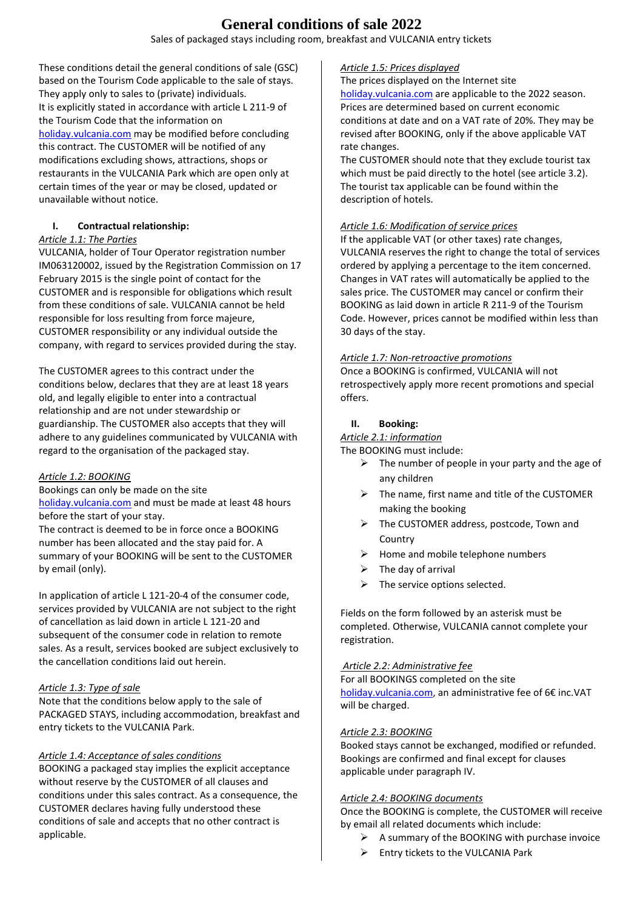# General conditions of sale 2022

Sales of packaged stays including room, breakfast and VULCANIA entry tickets

These conditions detail the general conditions of sale (GSC) based on the Tourism Code applicable to the sale of stays. They apply only to sales to (private) individuals.
It is explicitly stated in accordance with article L 211-9 of the Tourism Code that the information on holiday.vulcania.com may be modified before concluding this contract. The CUSTOMER will be notified of any modifications excluding shows, attractions, shops or restaurants in the VULCANIA Park which are open only at certain times of the year or may be closed, updated or unavailable without notice.

## I. Contractual relationship:

*Article 1.1: The Parties*

VULCANIA, holder of Tour Operator registration number IM063120002, issued by the Registration Commission on 17 February 2015 is the single point of contact for the CUSTOMER and is responsible for obligations which result from these conditions of sale. VULCANIA cannot be held responsible for loss resulting from force majeure, CUSTOMER responsibility or any individual outside the company, with regard to services provided during the stay.

The CUSTOMER agrees to this contract under the conditions below, declares that they are at least 18 years old, and legally eligible to enter into a contractual relationship and are not under stewardship or guardianship. The CUSTOMER also accepts that they will adhere to any guidelines communicated by VULCANIA with regard to the organisation of the packaged stay.

*Article 1.2: BOOKING*

Bookings can only be made on the site holiday.vulcania.com and must be made at least 48 hours before the start of your stay.
The contract is deemed to be in force once a BOOKING number has been allocated and the stay paid for. A summary of your BOOKING will be sent to the CUSTOMER by email (only).

In application of article L 121-20-4 of the consumer code, services provided by VULCANIA are not subject to the right of cancellation as laid down in article L 121-20 and subsequent of the consumer code in relation to remote sales. As a result, services booked are subject exclusively to the cancellation conditions laid out herein.

*Article 1.3: Type of sale*

Note that the conditions below apply to the sale of PACKAGED STAYS, including accommodation, breakfast and entry tickets to the VULCANIA Park.

*Article 1.4: Acceptance of sales conditions*

BOOKING a packaged stay implies the explicit acceptance without reserve by the CUSTOMER of all clauses and conditions under this sales contract. As a consequence, the CUSTOMER declares having fully understood these conditions of sale and accepts that no other contract is applicable.

*Article 1.5: Prices displayed*

The prices displayed on the Internet site holiday.vulcania.com are applicable to the 2022 season. Prices are determined based on current economic conditions at date and on a VAT rate of 20%. They may be revised after BOOKING, only if the above applicable VAT rate changes.
The CUSTOMER should note that they exclude tourist tax which must be paid directly to the hotel (see article 3.2). The tourist tax applicable can be found within the description of hotels.

*Article 1.6: Modification of service prices*

If the applicable VAT (or other taxes) rate changes, VULCANIA reserves the right to change the total of services ordered by applying a percentage to the item concerned. Changes in VAT rates will automatically be applied to the sales price. The CUSTOMER may cancel or confirm their BOOKING as laid down in article R 211-9 of the Tourism Code. However, prices cannot be modified within less than 30 days of the stay.

*Article 1.7: Non-retroactive promotions*

Once a BOOKING is confirmed, VULCANIA will not retrospectively apply more recent promotions and special offers.

## II. Booking:

*Article 2.1: information*

The BOOKING must include:

- The number of people in your party and the age of any children
- The name, first name and title of the CUSTOMER making the booking
- The CUSTOMER address, postcode, Town and Country
- Home and mobile telephone numbers
- The day of arrival
- The service options selected.

Fields on the form followed by an asterisk must be completed. Otherwise, VULCANIA cannot complete your registration.

*Article 2.2: Administrative fee*

For all BOOKINGS completed on the site holiday.vulcania.com, an administrative fee of 6€ inc.VAT will be charged.

*Article 2.3: BOOKING*

Booked stays cannot be exchanged, modified or refunded. Bookings are confirmed and final except for clauses applicable under paragraph IV.

*Article 2.4: BOOKING documents*

Once the BOOKING is complete, the CUSTOMER will receive by email all related documents which include:

- A summary of the BOOKING with purchase invoice
- Entry tickets to the VULCANIA Park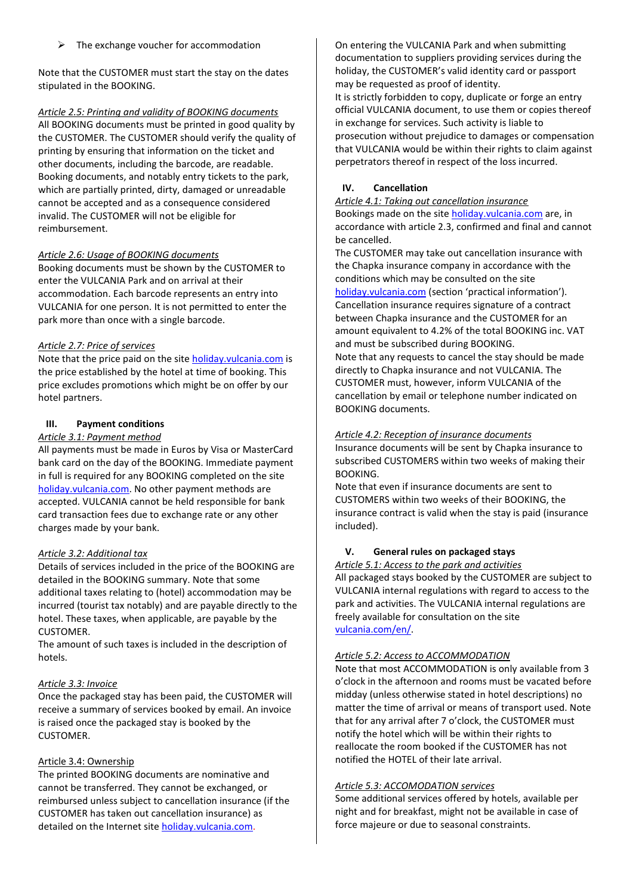- The exchange voucher for accommodation

Note that the CUSTOMER must start the stay on the dates stipulated in the BOOKING.

*Article 2.5: Printing and validity of BOOKING documents*

All BOOKING documents must be printed in good quality by the CUSTOMER. The CUSTOMER should verify the quality of printing by ensuring that information on the ticket and other documents, including the barcode, are readable. Booking documents, and notably entry tickets to the park, which are partially printed, dirty, damaged or unreadable cannot be accepted and as a consequence considered invalid. The CUSTOMER will not be eligible for reimbursement.

*Article 2.6: Usage of BOOKING documents*

Booking documents must be shown by the CUSTOMER to enter the VULCANIA Park and on arrival at their accommodation. Each barcode represents an entry into VULCANIA for one person. It is not permitted to enter the park more than once with a single barcode.

*Article 2.7: Price of services*

Note that the price paid on the site holiday.vulcania.com is the price established by the hotel at time of booking. This price excludes promotions which might be on offer by our hotel partners.

## III. Payment conditions

*Article 3.1: Payment method*

All payments must be made in Euros by Visa or MasterCard bank card on the day of the BOOKING. Immediate payment in full is required for any BOOKING completed on the site holiday.vulcania.com. No other payment methods are accepted. VULCANIA cannot be held responsible for bank card transaction fees due to exchange rate or any other charges made by your bank.

*Article 3.2: Additional tax*

Details of services included in the price of the BOOKING are detailed in the BOOKING summary. Note that some additional taxes relating to (hotel) accommodation may be incurred (tourist tax notably) and are payable directly to the hotel. These taxes, when applicable, are payable by the CUSTOMER.

The amount of such taxes is included in the description of hotels.

*Article 3.3: Invoice*

Once the packaged stay has been paid, the CUSTOMER will receive a summary of services booked by email. An invoice is raised once the packaged stay is booked by the CUSTOMER.

Article 3.4: Ownership

The printed BOOKING documents are nominative and cannot be transferred. They cannot be exchanged, or reimbursed unless subject to cancellation insurance (if the CUSTOMER has taken out cancellation insurance) as detailed on the Internet site holiday.vulcania.com.

On entering the VULCANIA Park and when submitting documentation to suppliers providing services during the holiday, the CUSTOMER's valid identity card or passport may be requested as proof of identity.

It is strictly forbidden to copy, duplicate or forge an entry official VULCANIA document, to use them or copies thereof in exchange for services. Such activity is liable to prosecution without prejudice to damages or compensation that VULCANIA would be within their rights to claim against perpetrators thereof in respect of the loss incurred.

## IV. Cancellation

*Article 4.1: Taking out cancellation insurance*

Bookings made on the site holiday.vulcania.com are, in accordance with article 2.3, confirmed and final and cannot be cancelled.

The CUSTOMER may take out cancellation insurance with the Chapka insurance company in accordance with the conditions which may be consulted on the site holiday.vulcania.com (section 'practical information'). Cancellation insurance requires signature of a contract between Chapka insurance and the CUSTOMER for an amount equivalent to 4.2% of the total BOOKING inc. VAT and must be subscribed during BOOKING.

Note that any requests to cancel the stay should be made directly to Chapka insurance and not VULCANIA. The CUSTOMER must, however, inform VULCANIA of the cancellation by email or telephone number indicated on BOOKING documents.

*Article 4.2: Reception of insurance documents*

Insurance documents will be sent by Chapka insurance to subscribed CUSTOMERS within two weeks of making their BOOKING.

Note that even if insurance documents are sent to CUSTOMERS within two weeks of their BOOKING, the insurance contract is valid when the stay is paid (insurance included).

## V. General rules on packaged stays

*Article 5.1: Access to the park and activities*

All packaged stays booked by the CUSTOMER are subject to VULCANIA internal regulations with regard to access to the park and activities. The VULCANIA internal regulations are freely available for consultation on the site vulcania.com/en/.

*Article 5.2: Access to ACCOMMODATION*

Note that most ACCOMMODATION is only available from 3 o'clock in the afternoon and rooms must be vacated before midday (unless otherwise stated in hotel descriptions) no matter the time of arrival or means of transport used. Note that for any arrival after 7 o'clock, the CUSTOMER must notify the hotel which will be within their rights to reallocate the room booked if the CUSTOMER has not notified the HOTEL of their late arrival.

*Article 5.3: ACCOMODATION services*

Some additional services offered by hotels, available per night and for breakfast, might not be available in case of force majeure or due to seasonal constraints.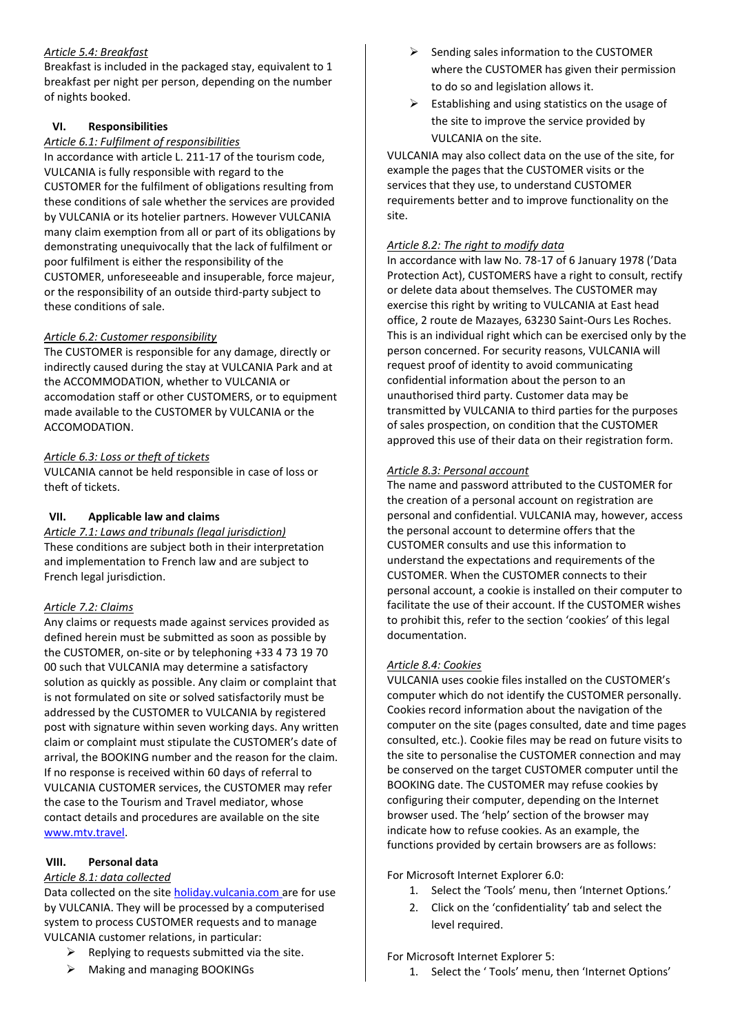*Article 5.4: Breakfast*

Breakfast is included in the packaged stay, equivalent to 1 breakfast per night per person, depending on the number of nights booked.

## VI. Responsibilities

*Article 6.1: Fulfilment of responsibilities*

In accordance with article L. 211-17 of the tourism code, VULCANIA is fully responsible with regard to the CUSTOMER for the fulfilment of obligations resulting from these conditions of sale whether the services are provided by VULCANIA or its hotelier partners. However VULCANIA many claim exemption from all or part of its obligations by demonstrating unequivocally that the lack of fulfilment or poor fulfilment is either the responsibility of the CUSTOMER, unforeseeable and insuperable, force majeur, or the responsibility of an outside third-party subject to these conditions of sale.

*Article 6.2: Customer responsibility*

The CUSTOMER is responsible for any damage, directly or indirectly caused during the stay at VULCANIA Park and at the ACCOMMODATION, whether to VULCANIA or accomodation staff or other CUSTOMERS, or to equipment made available to the CUSTOMER by VULCANIA or the ACCOMODATION.

*Article 6.3: Loss or theft of tickets*

VULCANIA cannot be held responsible in case of loss or theft of tickets.

## VII. Applicable law and claims

*Article 7.1: Laws and tribunals (legal jurisdiction)*

These conditions are subject both in their interpretation and implementation to French law and are subject to French legal jurisdiction.

*Article 7.2: Claims*

Any claims or requests made against services provided as defined herein must be submitted as soon as possible by the CUSTOMER, on-site or by telephoning +33 4 73 19 70 00 such that VULCANIA may determine a satisfactory solution as quickly as possible. Any claim or complaint that is not formulated on site or solved satisfactorily must be addressed by the CUSTOMER to VULCANIA by registered post with signature within seven working days. Any written claim or complaint must stipulate the CUSTOMER's date of arrival, the BOOKING number and the reason for the claim. If no response is received within 60 days of referral to VULCANIA CUSTOMER services, the CUSTOMER may refer the case to the Tourism and Travel mediator, whose contact details and procedures are available on the site www.mtv.travel.

## VIII. Personal data

*Article 8.1: data collected*

Data collected on the site holiday.vulcania.com are for use by VULCANIA. They will be processed by a computerised system to process CUSTOMER requests and to manage VULCANIA customer relations, in particular:

- Replying to requests submitted via the site.
- Making and managing BOOKINGs
- Sending sales information to the CUSTOMER where the CUSTOMER has given their permission to do so and legislation allows it.
- Establishing and using statistics on the usage of the site to improve the service provided by VULCANIA on the site.

VULCANIA may also collect data on the use of the site, for example the pages that the CUSTOMER visits or the services that they use, to understand CUSTOMER requirements better and to improve functionality on the site.

*Article 8.2: The right to modify data*

In accordance with law No. 78-17 of 6 January 1978 ('Data Protection Act), CUSTOMERS have a right to consult, rectify or delete data about themselves. The CUSTOMER may exercise this right by writing to VULCANIA at East head office, 2 route de Mazayes, 63230 Saint-Ours Les Roches. This is an individual right which can be exercised only by the person concerned. For security reasons, VULCANIA will request proof of identity to avoid communicating confidential information about the person to an unauthorised third party. Customer data may be transmitted by VULCANIA to third parties for the purposes of sales prospection, on condition that the CUSTOMER approved this use of their data on their registration form.

*Article 8.3: Personal account*

The name and password attributed to the CUSTOMER for the creation of a personal account on registration are personal and confidential. VULCANIA may, however, access the personal account to determine offers that the CUSTOMER consults and use this information to understand the expectations and requirements of the CUSTOMER. When the CUSTOMER connects to their personal account, a cookie is installed on their computer to facilitate the use of their account. If the CUSTOMER wishes to prohibit this, refer to the section 'cookies' of this legal documentation.

*Article 8.4: Cookies*

VULCANIA uses cookie files installed on the CUSTOMER's computer which do not identify the CUSTOMER personally. Cookies record information about the navigation of the computer on the site (pages consulted, date and time pages consulted, etc.). Cookie files may be read on future visits to the site to personalise the CUSTOMER connection and may be conserved on the target CUSTOMER computer until the BOOKING date. The CUSTOMER may refuse cookies by configuring their computer, depending on the Internet browser used. The 'help' section of the browser may indicate how to refuse cookies. As an example, the functions provided by certain browsers are as follows:

For Microsoft Internet Explorer 6.0:

1. Select the 'Tools' menu, then 'Internet Options.'
2. Click on the 'confidentiality' tab and select the level required.

For Microsoft Internet Explorer 5:

1. Select the ' Tools' menu, then 'Internet Options'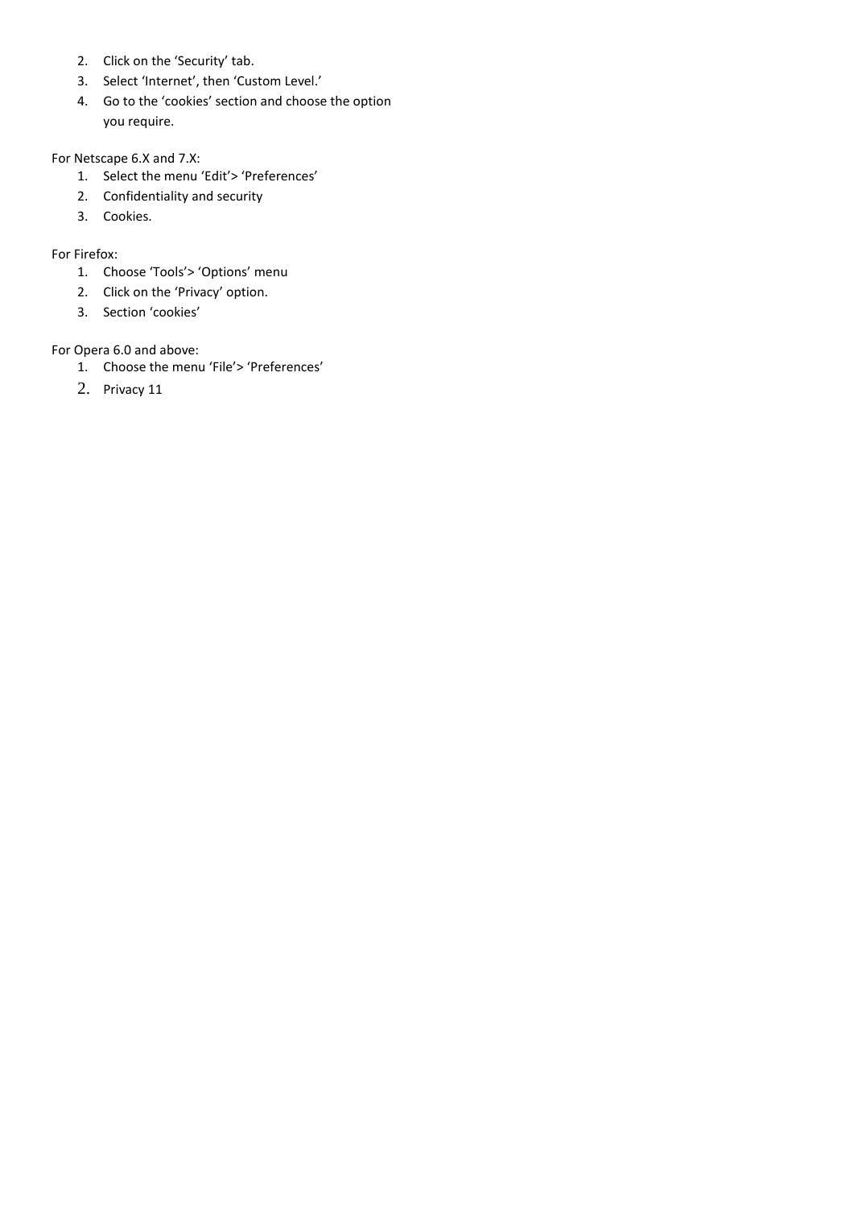2. Click on the 'Security' tab.
3. Select 'Internet', then 'Custom Level.'
4. Go to the 'cookies' section and choose the option you require.

For Netscape 6.X and 7.X:

1. Select the menu 'Edit'> 'Preferences'
2. Confidentiality and security
3. Cookies.

For Firefox:

1. Choose 'Tools'> 'Options' menu
2. Click on the 'Privacy' option.
3. Section 'cookies'

For Opera 6.0 and above:

1. Choose the menu 'File'> 'Preferences'
2. Privacy 11